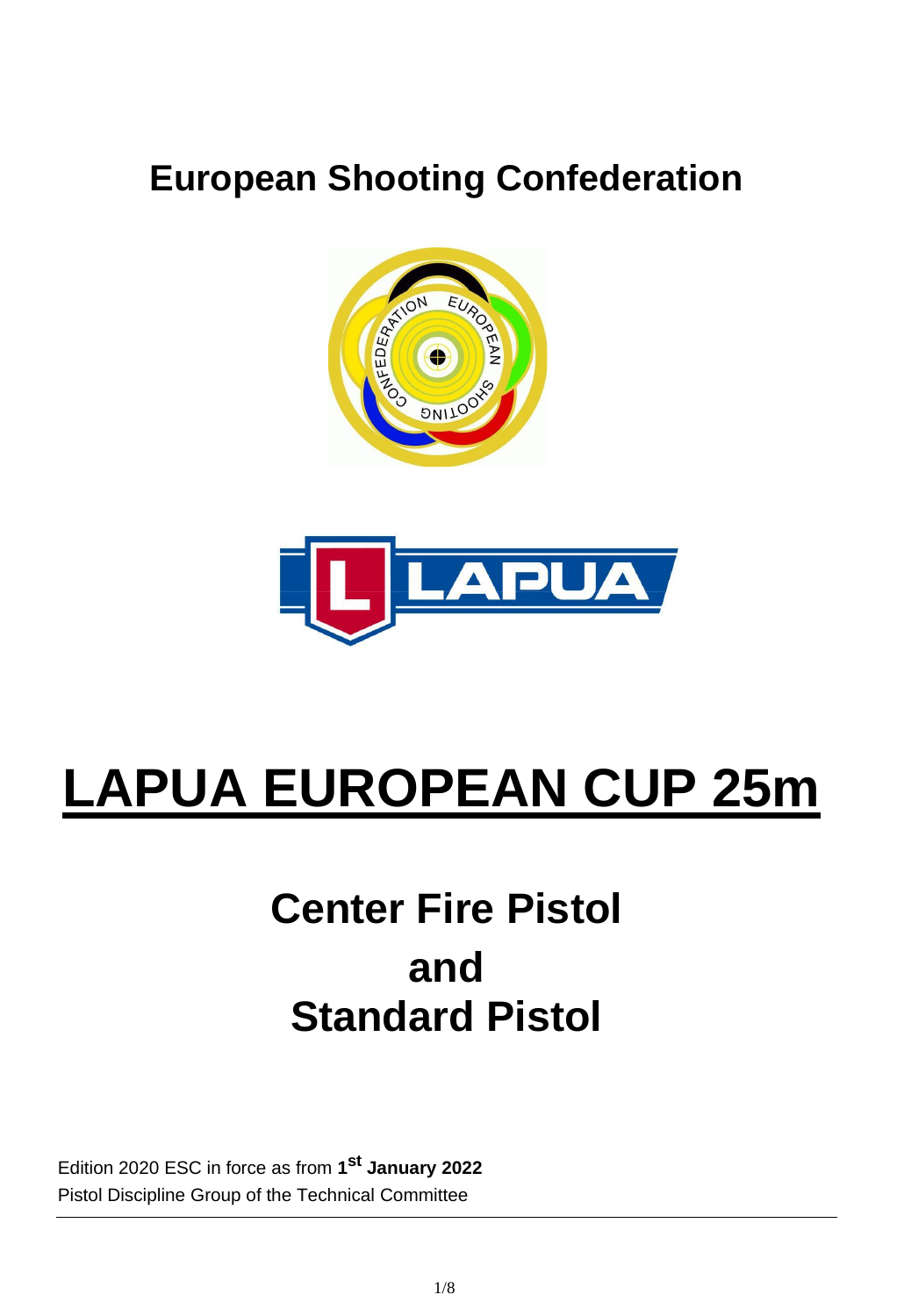# European Shooting Confederation

# LAPUA EUROPEAN CUP 25m

## Center Fire Pistol
## and
## Standard Pistol

Edition 2020 ESC in force as from **1st January 2022**
Pistol Discipline Group of the Technical Committee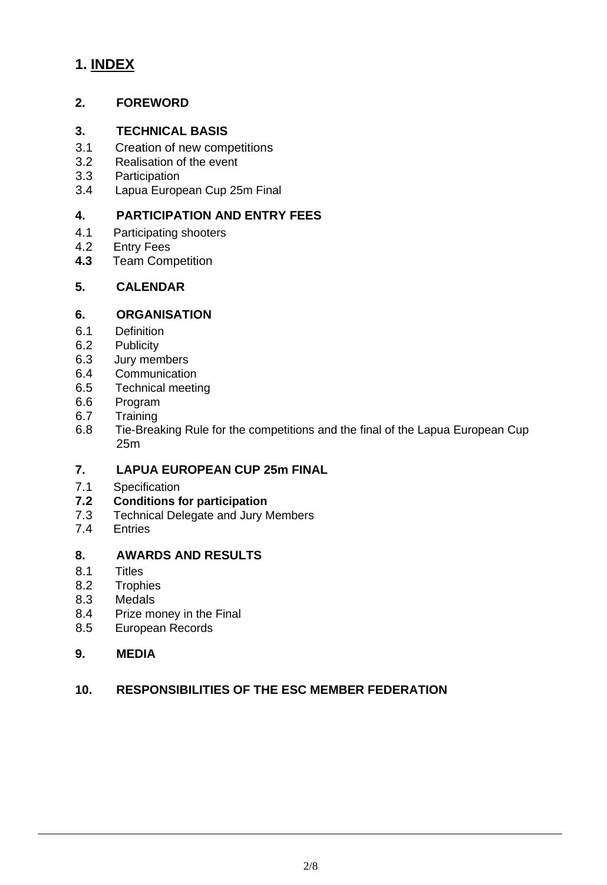# 1. INDEX

## 2. FOREWORD

## 3. TECHNICAL BASIS

3.1 Creation of new competitions
3.2 Realisation of the event
3.3 Participation
3.4 Lapua European Cup 25m Final

## 4. PARTICIPATION AND ENTRY FEES

4.1 Participating shooters
4.2 Entry Fees
**4.3** Team Competition

## 5. CALENDAR

## 6. ORGANISATION

6.1 Definition
6.2 Publicity
6.3 Jury members
6.4 Communication
6.5 Technical meeting
6.6 Program
6.7 Training
6.8 Tie-Breaking Rule for the competitions and the final of the Lapua European Cup 25m

## 7. LAPUA EUROPEAN CUP 25m FINAL

7.1 Specification
**7.2 Conditions for participation**
7.3 Technical Delegate and Jury Members
7.4 Entries

## 8. AWARDS AND RESULTS

8.1 Titles
8.2 Trophies
8.3 Medals
8.4 Prize money in the Final
8.5 European Records

## 9. MEDIA

## 10. RESPONSIBILITIES OF THE ESC MEMBER FEDERATION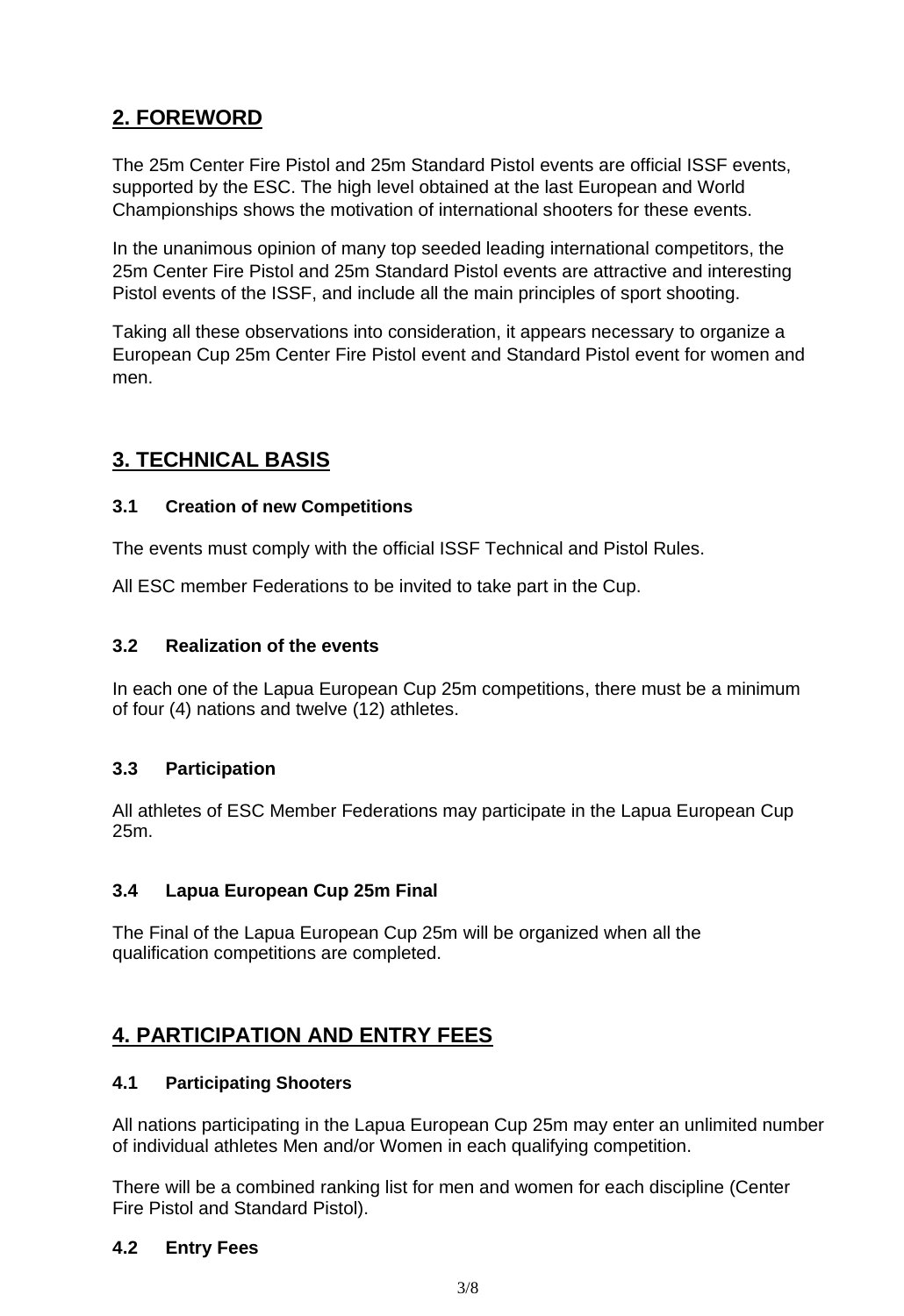## 2. FOREWORD

The 25m Center Fire Pistol and 25m Standard Pistol events are official ISSF events, supported by the ESC. The high level obtained at the last European and World Championships shows the motivation of international shooters for these events.

In the unanimous opinion of many top seeded leading international competitors, the 25m Center Fire Pistol and 25m Standard Pistol events are attractive and interesting Pistol events of the ISSF, and include all the main principles of sport shooting.

Taking all these observations into consideration, it appears necessary to organize a European Cup 25m Center Fire Pistol event and Standard Pistol event for women and men.

## 3. TECHNICAL BASIS

### 3.1 Creation of new Competitions

The events must comply with the official ISSF Technical and Pistol Rules.

All ESC member Federations to be invited to take part in the Cup.

### 3.2 Realization of the events

In each one of the Lapua European Cup 25m competitions, there must be a minimum of four (4) nations and twelve (12) athletes.

### 3.3 Participation

All athletes of ESC Member Federations may participate in the Lapua European Cup 25m.

### 3.4 Lapua European Cup 25m Final

The Final of the Lapua European Cup 25m will be organized when all the qualification competitions are completed.

## 4. PARTICIPATION AND ENTRY FEES

### 4.1 Participating Shooters

All nations participating in the Lapua European Cup 25m may enter an unlimited number of individual athletes Men and/or Women in each qualifying competition.

There will be a combined ranking list for men and women for each discipline (Center Fire Pistol and Standard Pistol).

### 4.2 Entry Fees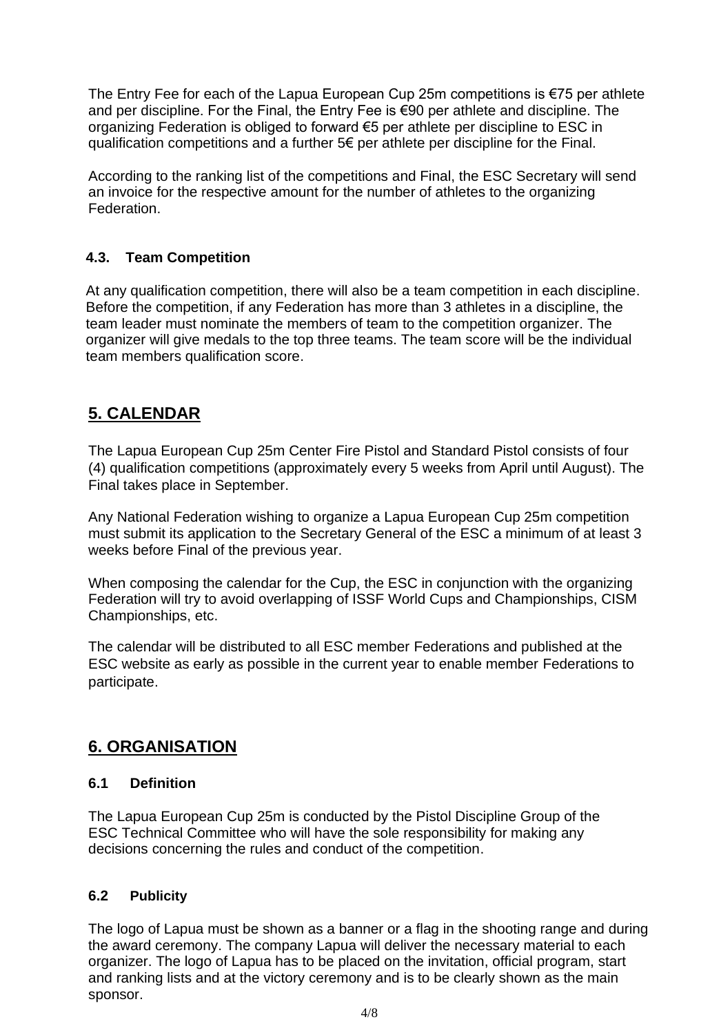The Entry Fee for each of the Lapua European Cup 25m competitions is €75 per athlete and per discipline. For the Final, the Entry Fee is €90 per athlete and discipline. The organizing Federation is obliged to forward €5 per athlete per discipline to ESC in qualification competitions and a further 5€ per athlete per discipline for the Final.

According to the ranking list of the competitions and Final, the ESC Secretary will send an invoice for the respective amount for the number of athletes to the organizing Federation.

### 4.3. Team Competition

At any qualification competition, there will also be a team competition in each discipline. Before the competition, if any Federation has more than 3 athletes in a discipline, the team leader must nominate the members of team to the competition organizer. The organizer will give medals to the top three teams. The team score will be the individual team members qualification score.

## 5. CALENDAR

The Lapua European Cup 25m Center Fire Pistol and Standard Pistol consists of four (4) qualification competitions (approximately every 5 weeks from April until August). The Final takes place in September.

Any National Federation wishing to organize a Lapua European Cup 25m competition must submit its application to the Secretary General of the ESC a minimum of at least 3 weeks before Final of the previous year.

When composing the calendar for the Cup, the ESC in conjunction with the organizing Federation will try to avoid overlapping of ISSF World Cups and Championships, CISM Championships, etc.

The calendar will be distributed to all ESC member Federations and published at the ESC website as early as possible in the current year to enable member Federations to participate.

## 6. ORGANISATION

### 6.1 Definition

The Lapua European Cup 25m is conducted by the Pistol Discipline Group of the ESC Technical Committee who will have the sole responsibility for making any decisions concerning the rules and conduct of the competition.

### 6.2 Publicity

The logo of Lapua must be shown as a banner or a flag in the shooting range and during the award ceremony. The company Lapua will deliver the necessary material to each organizer. The logo of Lapua has to be placed on the invitation, official program, start and ranking lists and at the victory ceremony and is to be clearly shown as the main sponsor.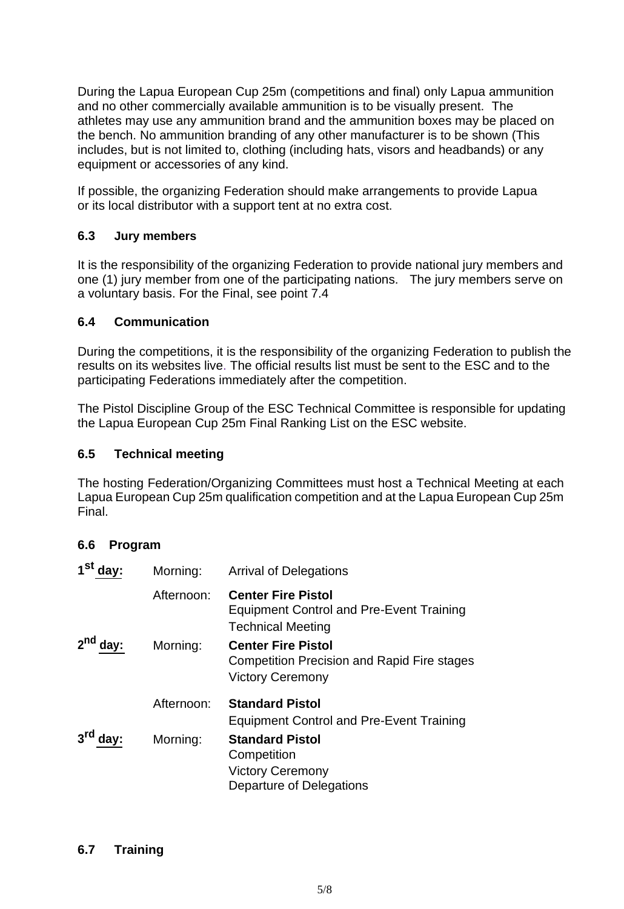During the Lapua European Cup 25m (competitions and final) only Lapua ammunition and no other commercially available ammunition is to be visually present. The athletes may use any ammunition brand and the ammunition boxes may be placed on the bench. No ammunition branding of any other manufacturer is to be shown (This includes, but is not limited to, clothing (including hats, visors and headbands) or any equipment or accessories of any kind.

If possible, the organizing Federation should make arrangements to provide Lapua or its local distributor with a support tent at no extra cost.

### 6.3 Jury members

It is the responsibility of the organizing Federation to provide national jury members and one (1) jury member from one of the participating nations. The jury members serve on a voluntary basis. For the Final, see point 7.4

### 6.4 Communication

During the competitions, it is the responsibility of the organizing Federation to publish the results on its websites live. The official results list must be sent to the ESC and to the participating Federations immediately after the competition.

The Pistol Discipline Group of the ESC Technical Committee is responsible for updating the Lapua European Cup 25m Final Ranking List on the ESC website.

### 6.5 Technical meeting

The hosting Federation/Organizing Committees must host a Technical Meeting at each Lapua European Cup 25m qualification competition and at the Lapua European Cup 25m Final.

### 6.6 Program

| | | |
|---|---|---|
| **1st day:** | Morning: | Arrival of Delegations |
| | Afternoon: | **Center Fire Pistol**<br>Equipment Control and Pre-Event Training<br>Technical Meeting |
| **2nd day:** | Morning: | **Center Fire Pistol**<br>Competition Precision and Rapid Fire stages<br>Victory Ceremony |
| | Afternoon: | **Standard Pistol**<br>Equipment Control and Pre-Event Training |
| **3rd day:** | Morning: | **Standard Pistol**<br>Competition<br>Victory Ceremony<br>Departure of Delegations |

### 6.7 Training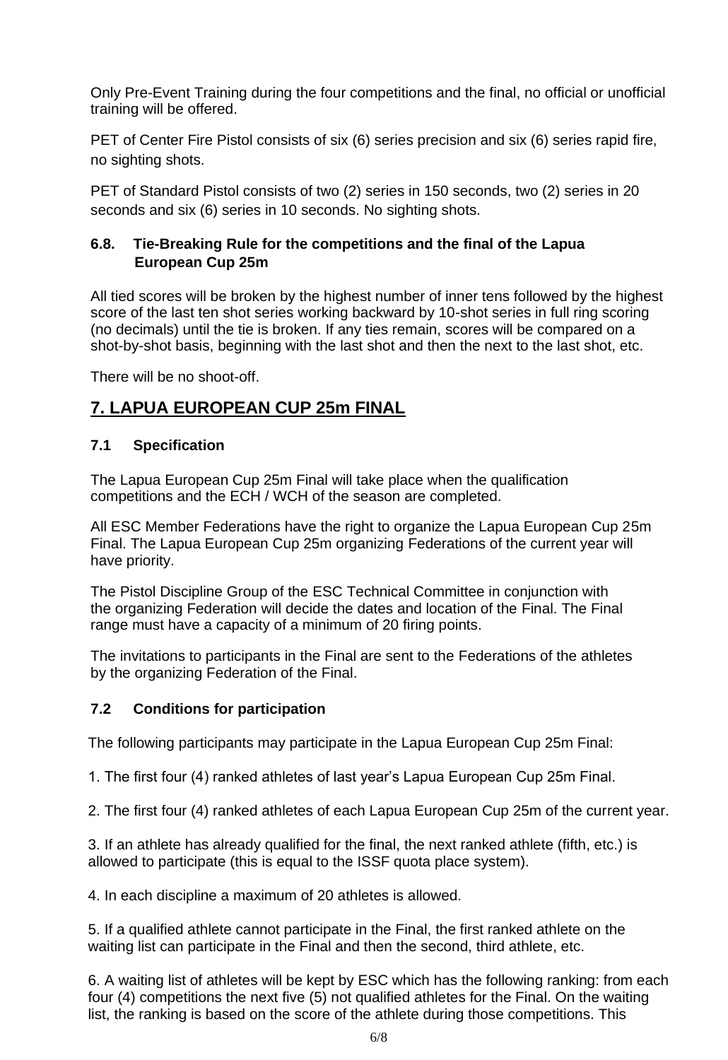Only Pre-Event Training during the four competitions and the final, no official or unofficial training will be offered.

PET of Center Fire Pistol consists of six (6) series precision and six (6) series rapid fire, no sighting shots.

PET of Standard Pistol consists of two (2) series in 150 seconds, two (2) series in 20 seconds and six (6) series in 10 seconds. No sighting shots.

### 6.8. Tie-Breaking Rule for the competitions and the final of the Lapua European Cup 25m

All tied scores will be broken by the highest number of inner tens followed by the highest score of the last ten shot series working backward by 10-shot series in full ring scoring (no decimals) until the tie is broken. If any ties remain, scores will be compared on a shot-by-shot basis, beginning with the last shot and then the next to the last shot, etc.

There will be no shoot-off.

## 7. LAPUA EUROPEAN CUP 25m FINAL

### 7.1 Specification

The Lapua European Cup 25m Final will take place when the qualification competitions and the ECH / WCH of the season are completed.

All ESC Member Federations have the right to organize the Lapua European Cup 25m Final. The Lapua European Cup 25m organizing Federations of the current year will have priority.

The Pistol Discipline Group of the ESC Technical Committee in conjunction with the organizing Federation will decide the dates and location of the Final. The Final range must have a capacity of a minimum of 20 firing points.

The invitations to participants in the Final are sent to the Federations of the athletes by the organizing Federation of the Final.

### 7.2 Conditions for participation

The following participants may participate in the Lapua European Cup 25m Final:

1. The first four (4) ranked athletes of last year's Lapua European Cup 25m Final.

2. The first four (4) ranked athletes of each Lapua European Cup 25m of the current year.

3. If an athlete has already qualified for the final, the next ranked athlete (fifth, etc.) is allowed to participate (this is equal to the ISSF quota place system).

4. In each discipline a maximum of 20 athletes is allowed.

5. If a qualified athlete cannot participate in the Final, the first ranked athlete on the waiting list can participate in the Final and then the second, third athlete, etc.

6. A waiting list of athletes will be kept by ESC which has the following ranking: from each four (4) competitions the next five (5) not qualified athletes for the Final. On the waiting list, the ranking is based on the score of the athlete during those competitions. This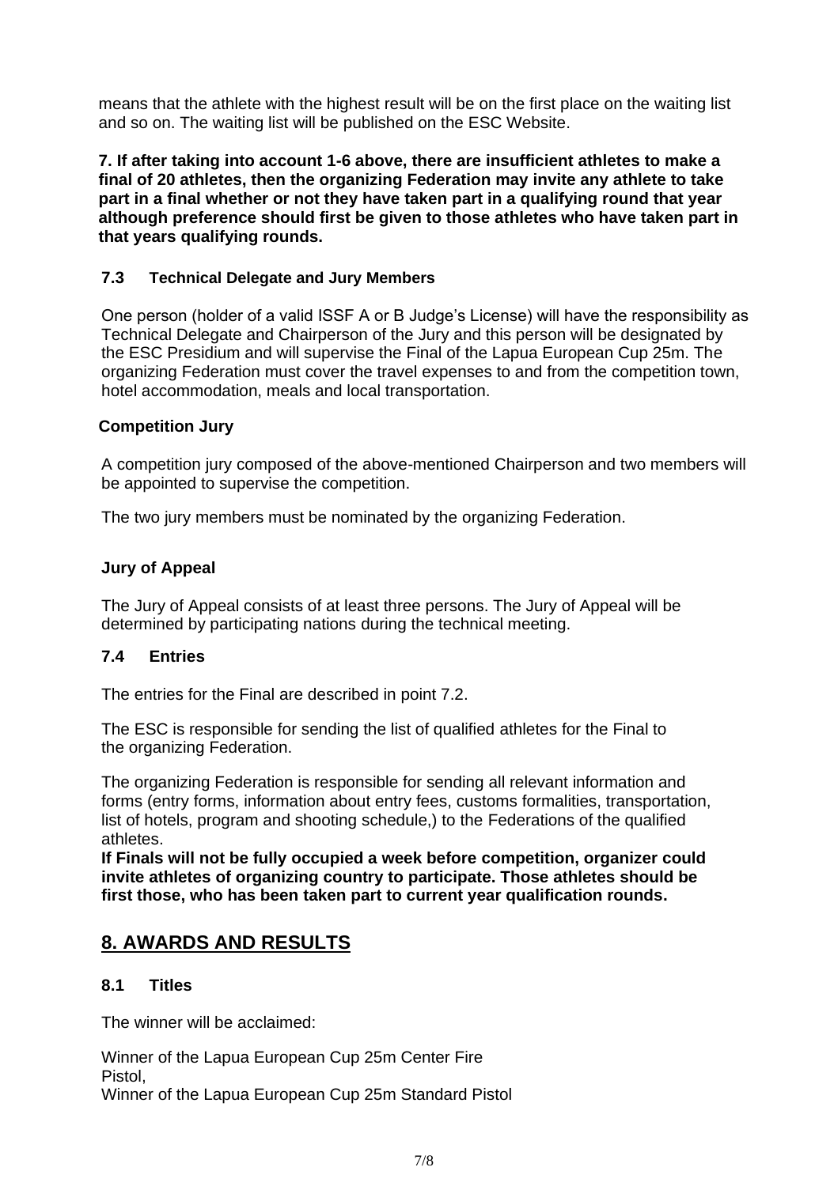means that the athlete with the highest result will be on the first place on the waiting list and so on. The waiting list will be published on the ESC Website.

**7. If after taking into account 1-6 above, there are insufficient athletes to make a final of 20 athletes, then the organizing Federation may invite any athlete to take part in a final whether or not they have taken part in a qualifying round that year although preference should first be given to those athletes who have taken part in that years qualifying rounds.**

### 7.3 Technical Delegate and Jury Members

One person (holder of a valid ISSF A or B Judge's License) will have the responsibility as Technical Delegate and Chairperson of the Jury and this person will be designated by the ESC Presidium and will supervise the Final of the Lapua European Cup 25m. The organizing Federation must cover the travel expenses to and from the competition town, hotel accommodation, meals and local transportation.

**Competition Jury**

A competition jury composed of the above-mentioned Chairperson and two members will be appointed to supervise the competition.

The two jury members must be nominated by the organizing Federation.

**Jury of Appeal**

The Jury of Appeal consists of at least three persons. The Jury of Appeal will be determined by participating nations during the technical meeting.

### 7.4 Entries

The entries for the Final are described in point 7.2.

The ESC is responsible for sending the list of qualified athletes for the Final to the organizing Federation.

The organizing Federation is responsible for sending all relevant information and forms (entry forms, information about entry fees, customs formalities, transportation, list of hotels, program and shooting schedule,) to the Federations of the qualified athletes.

**If Finals will not be fully occupied a week before competition, organizer could invite athletes of organizing country to participate. Those athletes should be first those, who has been taken part to current year qualification rounds.**

## 8. AWARDS AND RESULTS

### 8.1 Titles

The winner will be acclaimed:

Winner of the Lapua European Cup 25m Center Fire Pistol,
Winner of the Lapua European Cup 25m Standard Pistol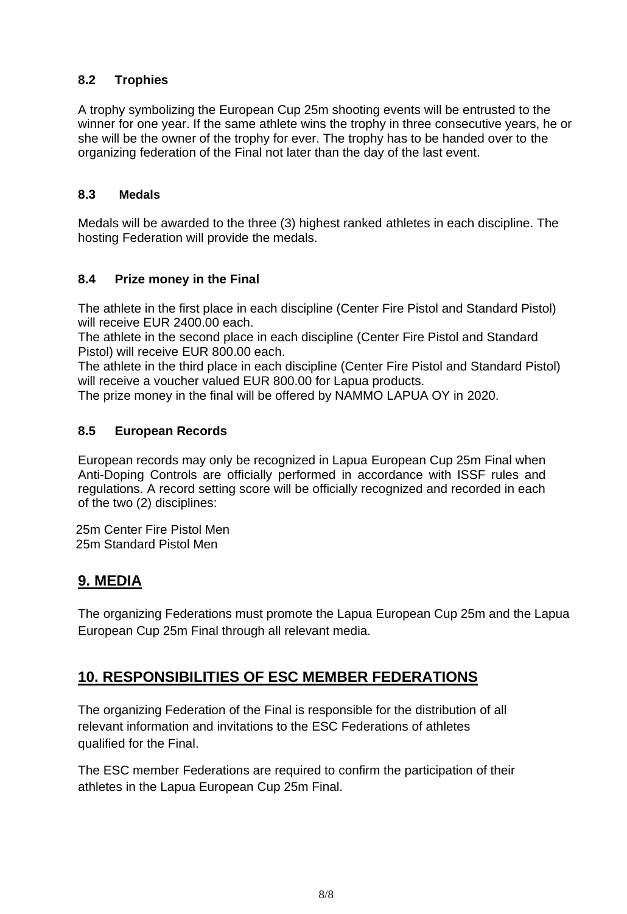### 8.2 Trophies

A trophy symbolizing the European Cup 25m shooting events will be entrusted to the winner for one year. If the same athlete wins the trophy in three consecutive years, he or she will be the owner of the trophy for ever. The trophy has to be handed over to the organizing federation of the Final not later than the day of the last event.

### 8.3 Medals

Medals will be awarded to the three (3) highest ranked athletes in each discipline. The hosting Federation will provide the medals.

### 8.4 Prize money in the Final

The athlete in the first place in each discipline (Center Fire Pistol and Standard Pistol) will receive EUR 2400.00 each.
The athlete in the second place in each discipline (Center Fire Pistol and Standard Pistol) will receive EUR 800.00 each.
The athlete in the third place in each discipline (Center Fire Pistol and Standard Pistol) will receive a voucher valued EUR 800.00 for Lapua products.
The prize money in the final will be offered by NAMMO LAPUA OY in 2020.

### 8.5 European Records

European records may only be recognized in Lapua European Cup 25m Final when Anti-Doping Controls are officially performed in accordance with ISSF rules and regulations. A record setting score will be officially recognized and recorded in each of the two (2) disciplines:

25m Center Fire Pistol Men
25m Standard Pistol Men

## 9. MEDIA

The organizing Federations must promote the Lapua European Cup 25m and the Lapua European Cup 25m Final through all relevant media.

## 10. RESPONSIBILITIES OF ESC MEMBER FEDERATIONS

The organizing Federation of the Final is responsible for the distribution of all relevant information and invitations to the ESC Federations of athletes qualified for the Final.

The ESC member Federations are required to confirm the participation of their athletes in the Lapua European Cup 25m Final.